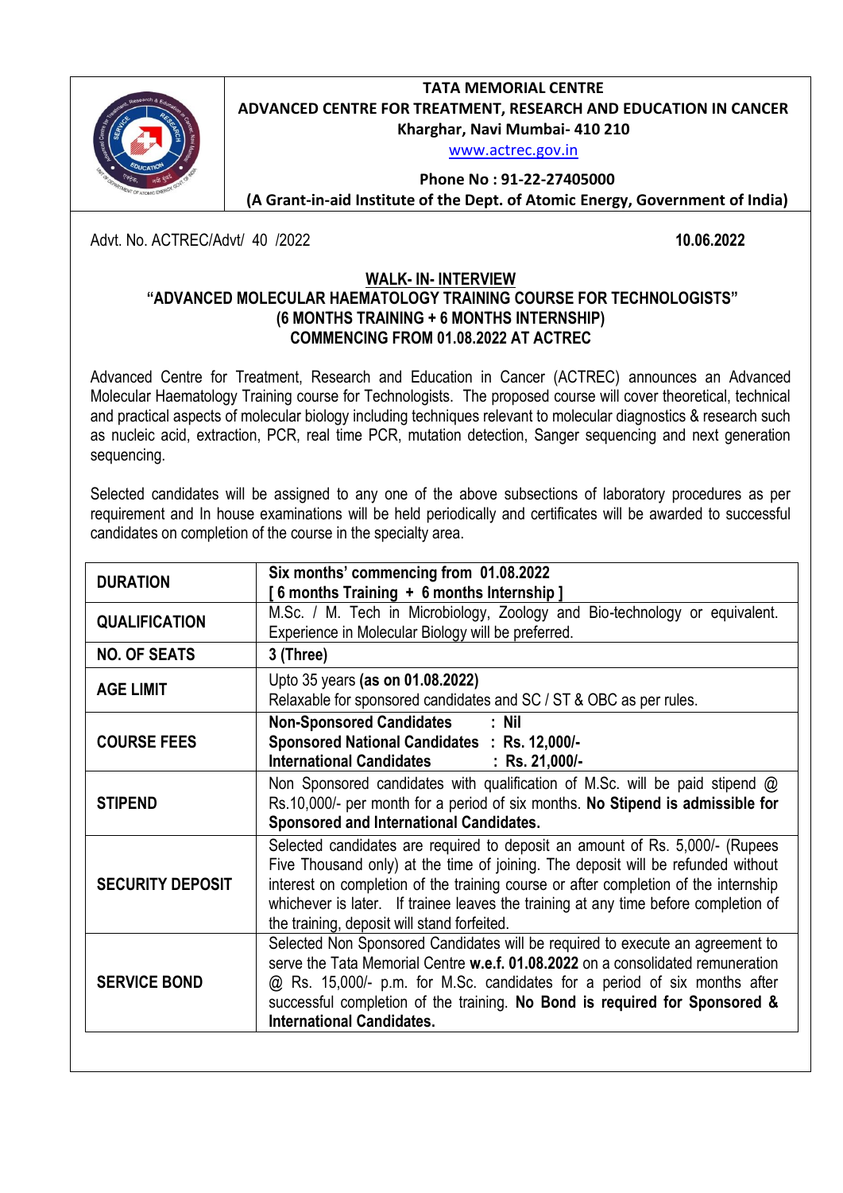**TATA MEMORIAL CENTRE**
**ADVANCED CENTRE FOR TREATMENT, RESEARCH AND EDUCATION IN CANCER**
**Kharghar, Navi Mumbai- 410 210**
www.actrec.gov.in

**Phone No : 91-22-27405000**
**(A Grant-in-aid Institute of the Dept. of Atomic Energy, Government of India)**

Advt. No. ACTREC/Advt/ 40 /2022 **10.06.2022**

## WALK- IN- INTERVIEW
## "ADVANCED MOLECULAR HAEMATOLOGY TRAINING COURSE FOR TECHNOLOGISTS" (6 MONTHS TRAINING + 6 MONTHS INTERNSHIP) COMMENCING FROM 01.08.2022 AT ACTREC

Advanced Centre for Treatment, Research and Education in Cancer (ACTREC) announces an Advanced Molecular Haematology Training course for Technologists. The proposed course will cover theoretical, technical and practical aspects of molecular biology including techniques relevant to molecular diagnostics & research such as nucleic acid, extraction, PCR, real time PCR, mutation detection, Sanger sequencing and next generation sequencing.

Selected candidates will be assigned to any one of the above subsections of laboratory procedures as per requirement and In house examinations will be held periodically and certificates will be awarded to successful candidates on completion of the course in the specialty area.

| | |
|---|---|
| **DURATION** | **Six months' commencing from 01.08.2022 [ 6 months Training + 6 months Internship ]** |
| **QUALIFICATION** | M.Sc. / M. Tech in Microbiology, Zoology and Bio-technology or equivalent. Experience in Molecular Biology will be preferred. |
| **NO. OF SEATS** | **3 (Three)** |
| **AGE LIMIT** | Upto 35 years **(as on 01.08.2022)** Relaxable for sponsored candidates and SC / ST & OBC as per rules. |
| **COURSE FEES** | **Non-Sponsored Candidates : Nil**<br>**Sponsored National Candidates : Rs. 12,000/-**<br>**International Candidates : Rs. 21,000/-** |
| **STIPEND** | Non Sponsored candidates with qualification of M.Sc. will be paid stipend @ Rs.10,000/- per month for a period of six months. **No Stipend is admissible for Sponsored and International Candidates.** |
| **SECURITY DEPOSIT** | Selected candidates are required to deposit an amount of Rs. 5,000/- (Rupees Five Thousand only) at the time of joining. The deposit will be refunded without interest on completion of the training course or after completion of the internship whichever is later. If trainee leaves the training at any time before completion of the training, deposit will stand forfeited. |
| **SERVICE BOND** | Selected Non Sponsored Candidates will be required to execute an agreement to serve the Tata Memorial Centre **w.e.f. 01.08.2022** on a consolidated remuneration @ Rs. 15,000/- p.m. for M.Sc. candidates for a period of six months after successful completion of the training. **No Bond is required for Sponsored & International Candidates.** |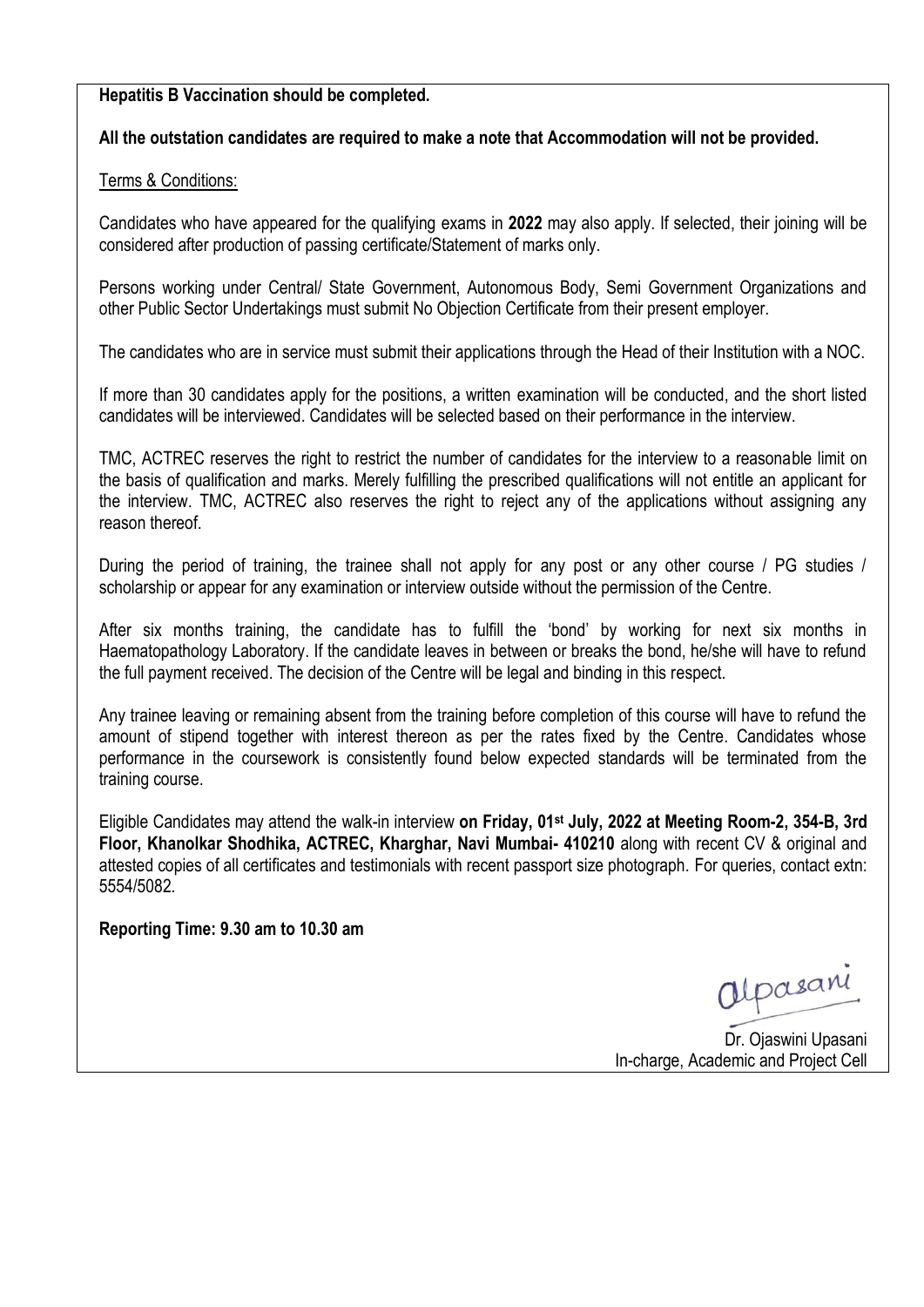**Hepatitis B Vaccination should be completed.**

**All the outstation candidates are required to make a note that Accommodation will not be provided.**

Terms & Conditions:

Candidates who have appeared for the qualifying exams in **2022** may also apply. If selected, their joining will be considered after production of passing certificate/Statement of marks only.

Persons working under Central/ State Government, Autonomous Body, Semi Government Organizations and other Public Sector Undertakings must submit No Objection Certificate from their present employer.

The candidates who are in service must submit their applications through the Head of their Institution with a NOC.

If more than 30 candidates apply for the positions, a written examination will be conducted, and the short listed candidates will be interviewed. Candidates will be selected based on their performance in the interview.

TMC, ACTREC reserves the right to restrict the number of candidates for the interview to a reasonable limit on the basis of qualification and marks. Merely fulfilling the prescribed qualifications will not entitle an applicant for the interview. TMC, ACTREC also reserves the right to reject any of the applications without assigning any reason thereof.

During the period of training, the trainee shall not apply for any post or any other course / PG studies / scholarship or appear for any examination or interview outside without the permission of the Centre.

After six months training, the candidate has to fulfill the 'bond' by working for next six months in Haematopathology Laboratory. If the candidate leaves in between or breaks the bond, he/she will have to refund the full payment received. The decision of the Centre will be legal and binding in this respect.

Any trainee leaving or remaining absent from the training before completion of this course will have to refund the amount of stipend together with interest thereon as per the rates fixed by the Centre. Candidates whose performance in the coursework is consistently found below expected standards will be terminated from the training course.

Eligible Candidates may attend the walk-in interview **on Friday, 01st July, 2022 at Meeting Room-2, 354-B, 3rd Floor, Khanolkar Shodhika, ACTREC, Kharghar, Navi Mumbai- 410210** along with recent CV & original and attested copies of all certificates and testimonials with recent passport size photograph. For queries, contact extn: 5554/5082.

**Reporting Time: 9.30 am to 10.30 am**

Dr. Ojaswini Upasani
In-charge, Academic and Project Cell